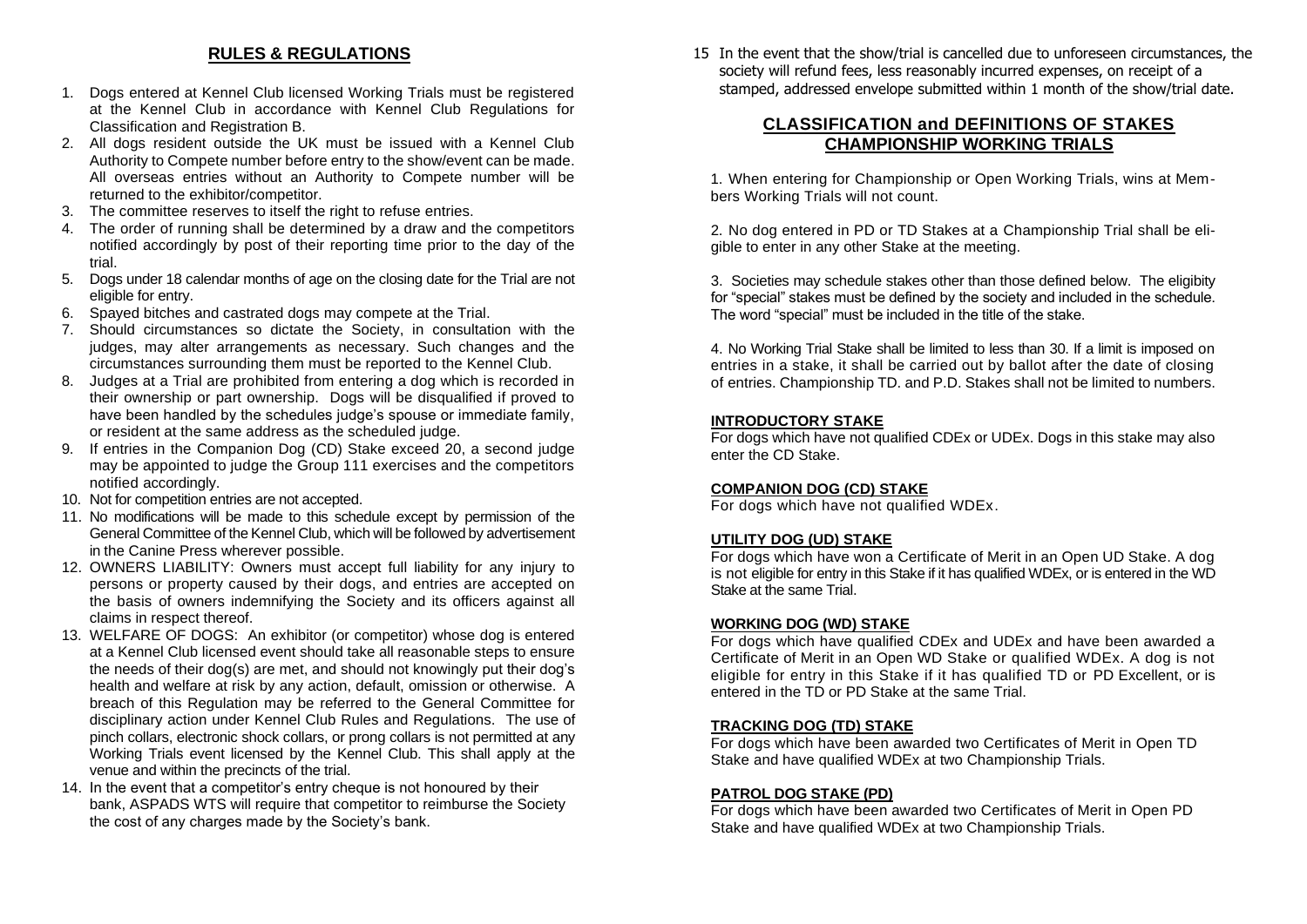## RULES & REGULATIONS

1. Dogs entered at Kennel Club licensed Working Trials must be registered at the Kennel Club in accordance with Kennel Club Regulations for Classification and Registration B.
2. All dogs resident outside the UK must be issued with a Kennel Club Authority to Compete number before entry to the show/event can be made. All overseas entries without an Authority to Compete number will be returned to the exhibitor/competitor.
3. The committee reserves to itself the right to refuse entries.
4. The order of running shall be determined by a draw and the competitors notified accordingly by post of their reporting time prior to the day of the trial.
5. Dogs under 18 calendar months of age on the closing date for the Trial are not eligible for entry.
6. Spayed bitches and castrated dogs may compete at the Trial.
7. Should circumstances so dictate the Society, in consultation with the judges, may alter arrangements as necessary. Such changes and the circumstances surrounding them must be reported to the Kennel Club.
8. Judges at a Trial are prohibited from entering a dog which is recorded in their ownership or part ownership. Dogs will be disqualified if proved to have been handled by the schedules judge's spouse or immediate family, or resident at the same address as the scheduled judge.
9. If entries in the Companion Dog (CD) Stake exceed 20, a second judge may be appointed to judge the Group 111 exercises and the competitors notified accordingly.
10. Not for competition entries are not accepted.
11. No modifications will be made to this schedule except by permission of the General Committee of the Kennel Club, which will be followed by advertisement in the Canine Press wherever possible.
12. OWNERS LIABILITY: Owners must accept full liability for any injury to persons or property caused by their dogs, and entries are accepted on the basis of owners indemnifying the Society and its officers against all claims in respect thereof.
13. WELFARE OF DOGS: An exhibitor (or competitor) whose dog is entered at a Kennel Club licensed event should take all reasonable steps to ensure the needs of their dog(s) are met, and should not knowingly put their dog's health and welfare at risk by any action, default, omission or otherwise. A breach of this Regulation may be referred to the General Committee for disciplinary action under Kennel Club Rules and Regulations. The use of pinch collars, electronic shock collars, or prong collars is not permitted at any Working Trials event licensed by the Kennel Club. This shall apply at the venue and within the precincts of the trial.
14. In the event that a competitor's entry cheque is not honoured by their bank, ASPADS WTS will require that competitor to reimburse the Society the cost of any charges made by the Society's bank.
15. In the event that the show/trial is cancelled due to unforeseen circumstances, the society will refund fees, less reasonably incurred expenses, on receipt of a stamped, addressed envelope submitted within 1 month of the show/trial date.

## CLASSIFICATION and DEFINITIONS OF STAKES CHAMPIONSHIP WORKING TRIALS

1. When entering for Championship or Open Working Trials, wins at Members Working Trials will not count.

2. No dog entered in PD or TD Stakes at a Championship Trial shall be eligible to enter in any other Stake at the meeting.

3. Societies may schedule stakes other than those defined below. The eligibity for "special" stakes must be defined by the society and included in the schedule. The word "special" must be included in the title of the stake.

4. No Working Trial Stake shall be limited to less than 30. If a limit is imposed on entries in a stake, it shall be carried out by ballot after the date of closing of entries. Championship TD. and P.D. Stakes shall not be limited to numbers.

### INTRODUCTORY STAKE

For dogs which have not qualified CDEx or UDEx. Dogs in this stake may also enter the CD Stake.

### COMPANION DOG (CD) STAKE

For dogs which have not qualified WDEx.

### UTILITY DOG (UD) STAKE

For dogs which have won a Certificate of Merit in an Open UD Stake. A dog is not eligible for entry in this Stake if it has qualified WDEx, or is entered in the WD Stake at the same Trial.

### WORKING DOG (WD) STAKE

For dogs which have qualified CDEx and UDEx and have been awarded a Certificate of Merit in an Open WD Stake or qualified WDEx. A dog is not eligible for entry in this Stake if it has qualified TD or PD Excellent, or is entered in the TD or PD Stake at the same Trial.

### TRACKING DOG (TD) STAKE

For dogs which have been awarded two Certificates of Merit in Open TD Stake and have qualified WDEx at two Championship Trials.

### PATROL DOG STAKE (PD)

For dogs which have been awarded two Certificates of Merit in Open PD Stake and have qualified WDEx at two Championship Trials.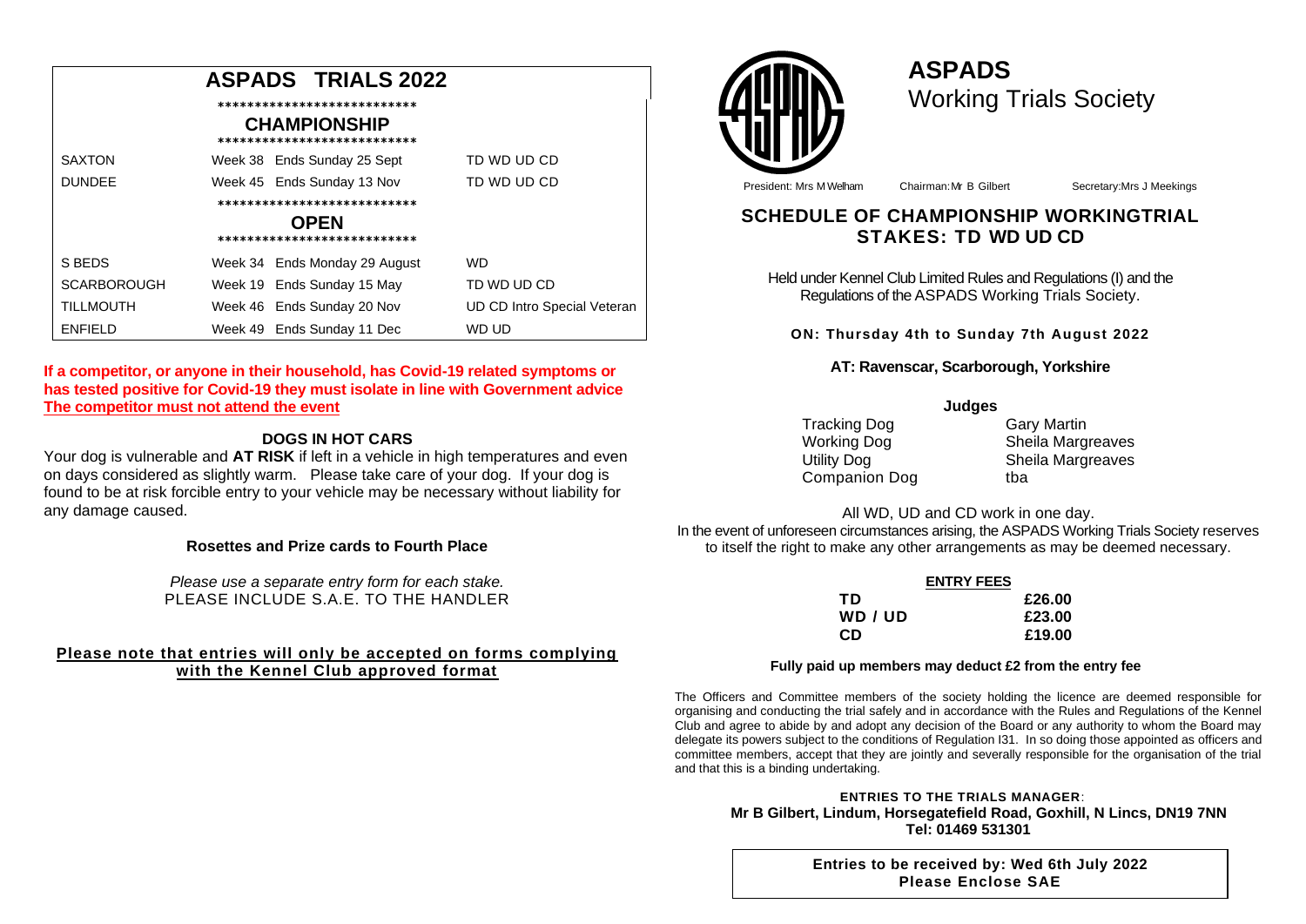# ASPADS TRIALS 2022

***************************

## CHAMPIONSHIP

***************************

| | | |
|---|---|---|
| SAXTON | Week 38 Ends Sunday 25 Sept | TD WD UD CD |
| DUNDEE | Week 45 Ends Sunday 13 Nov | TD WD UD CD |

***************************

## OPEN

***************************

| | | |
|---|---|---|
| S BEDS | Week 34 Ends Monday 29 August | WD |
| SCARBOROUGH | Week 19 Ends Sunday 15 May | TD WD UD CD |
| TILLMOUTH | Week 46 Ends Sunday 20 Nov | UD CD Intro Special Veteran |
| ENFIELD | Week 49 Ends Sunday 11 Dec | WD UD |

**If a competitor, or anyone in their household, has Covid-19 related symptoms or has tested positive for Covid-19 they must isolate in line with Government advice**
**The competitor must not attend the event**

**DOGS IN HOT CARS**

Your dog is vulnerable and **AT RISK** if left in a vehicle in high temperatures and even on days considered as slightly warm. Please take care of your dog. If your dog is found to be at risk forcible entry to your vehicle may be necessary without liability for any damage caused.

**Rosettes and Prize cards to Fourth Place**

*Please use a separate entry form for each stake.*

PLEASE INCLUDE S.A.E. TO THE HANDLER

**Please note that entries will only be accepted on forms complying with the Kennel Club approved format**

# ASPADS
## Working Trials Society

President: Mrs M Welham    Chairman: Mr B Gilbert    Secretary: Mrs J Meekings

## SCHEDULE OF CHAMPIONSHIP WORKINGTRIAL STAKES: TD WD UD CD

Held under Kennel Club Limited Rules and Regulations (I) and the Regulations of the ASPADS Working Trials Society.

**ON: Thursday 4th to Sunday 7th August 2022**

**AT: Ravenscar, Scarborough, Yorkshire**

**Judges**

| | |
|---|---|
| Tracking Dog | Gary Martin |
| Working Dog | Sheila Margreaves |
| Utility Dog | Sheila Margreaves |
| Companion Dog | tba |

All WD, UD and CD work in one day.

In the event of unforeseen circumstances arising, the ASPADS Working Trials Society reserves to itself the right to make any other arrangements as may be deemed necessary.

**ENTRY FEES**

| | |
|---|---|
| **TD** | **£26.00** |
| **WD / UD** | **£23.00** |
| **CD** | **£19.00** |

**Fully paid up members may deduct £2 from the entry fee**

The Officers and Committee members of the society holding the licence are deemed responsible for organising and conducting the trial safely and in accordance with the Rules and Regulations of the Kennel Club and agree to abide by and adopt any decision of the Board or any authority to whom the Board may delegate its powers subject to the conditions of Regulation I31. In so doing those appointed as officers and committee members, accept that they are jointly and severally responsible for the organisation of the trial and that this is a binding undertaking.

**ENTRIES TO THE TRIALS MANAGER**:
**Mr B Gilbert, Lindum, Horsegatefield Road, Goxhill, N Lincs, DN19 7NN**
**Tel: 01469 531301**

**Entries to be received by: Wed 6th July 2022**
**Please Enclose SAE**